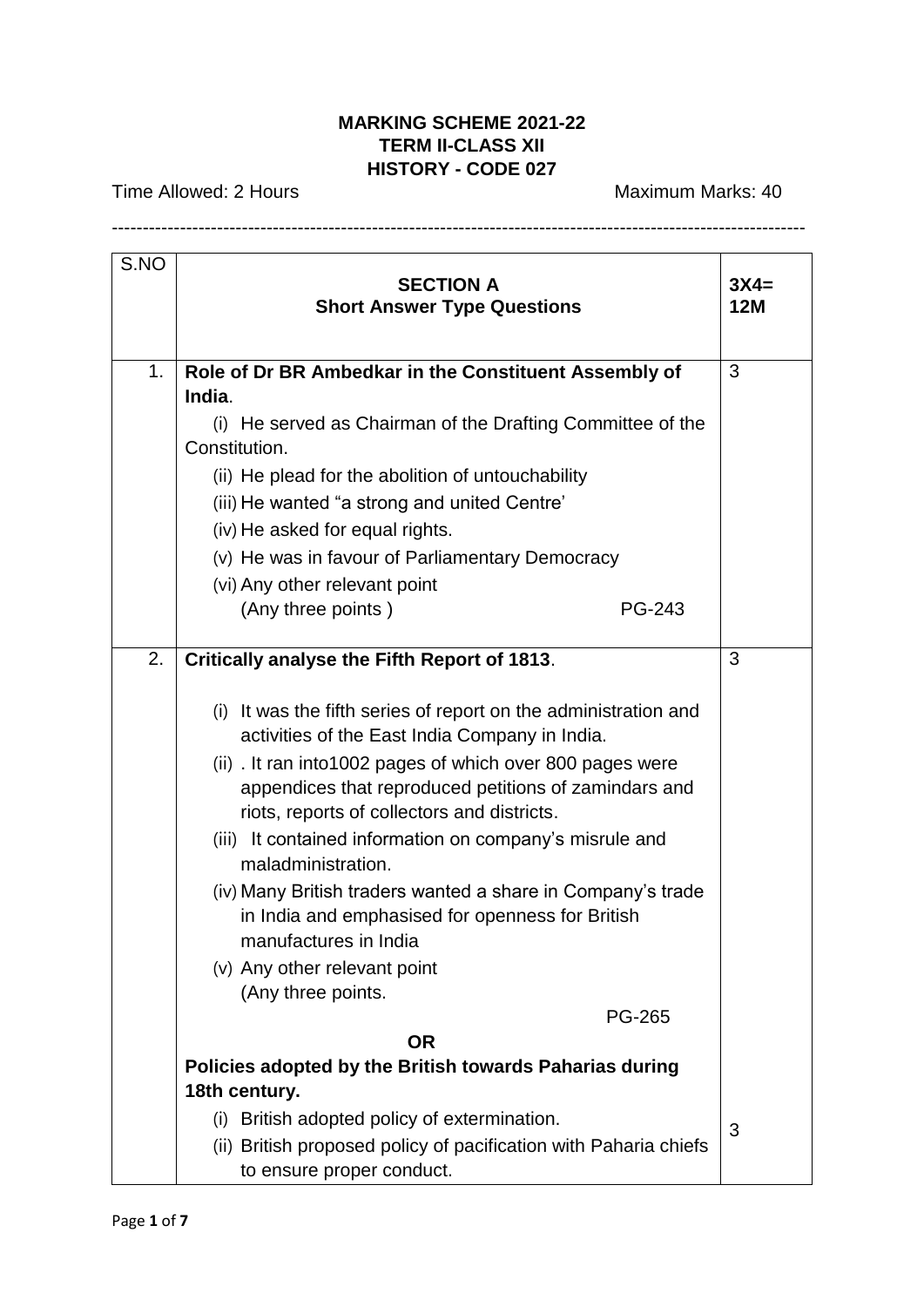**MARKING SCHEME 2021-22**
**TERM II-CLASS XII**
**HISTORY - CODE 027**

Time Allowed: 2 Hours Maximum Marks: 40

| S.NO | **SECTION A**<br>**Short Answer Type Questions** | **3X4= 12M** |
|---|---|---|
| 1. | **Role of Dr BR Ambedkar in the Constituent Assembly of India**.<br>(i) He served as Chairman of the Drafting Committee of the Constitution.<br>(ii) He plead for the abolition of untouchability<br>(iii) He wanted "a strong and united Centre'<br>(iv) He asked for equal rights.<br>(v) He was in favour of Parliamentary Democracy<br>(vi) Any other relevant point<br>(Any three points ) PG-243 | 3 |
| 2. | **Critically analyse the Fifth Report of 1813**.<br>(i) It was the fifth series of report on the administration and activities of the East India Company in India.<br>(ii) . It ran into1002 pages of which over 800 pages were appendices that reproduced petitions of zamindars and riots, reports of collectors and districts.<br>(iii) It contained information on company's misrule and maladministration.<br>(iv) Many British traders wanted a share in Company's trade in India and emphasised for openness for British manufactures in India<br>(v) Any other relevant point<br>(Any three points.<br>PG-265<br>**OR**<br>**Policies adopted by the British towards Paharias during 18th century.**<br>(i) British adopted policy of extermination.<br>(ii) British proposed policy of pacification with Paharia chiefs to ensure proper conduct. | 3<br><br><br><br><br><br><br><br><br><br><br><br><br>3 |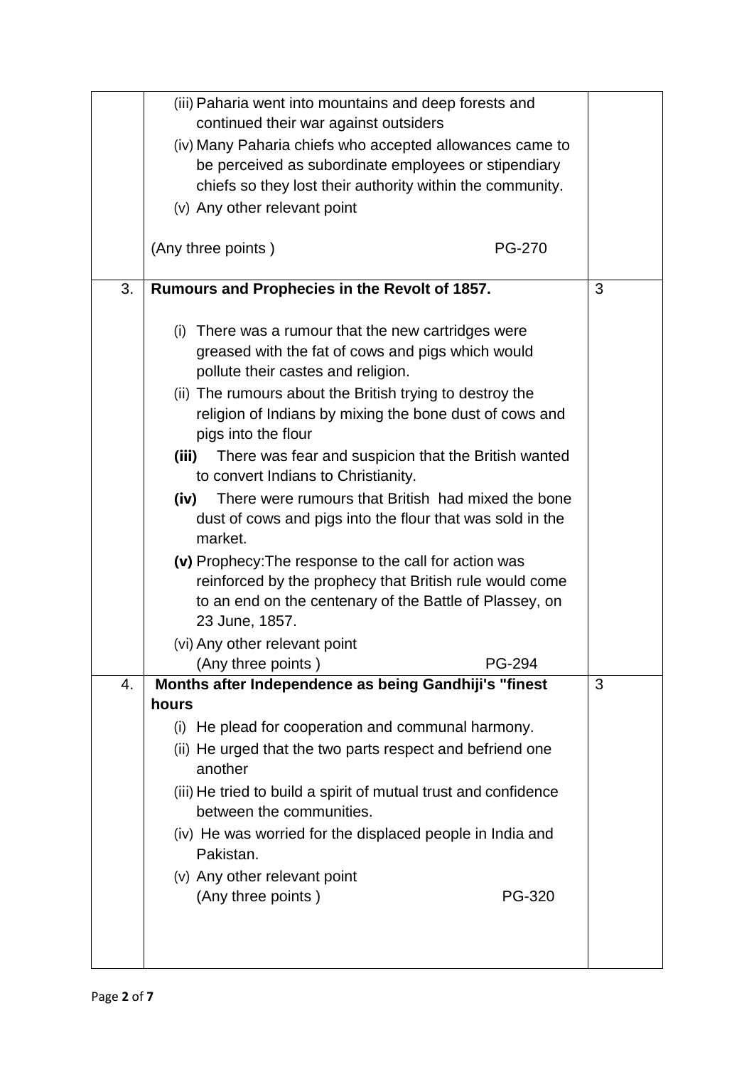|  |  |  |
|---|---|---|
|  | (iii) Paharia went into mountains and deep forests and continued their war against outsiders<br>(iv) Many Paharia chiefs who accepted allowances came to be perceived as subordinate employees or stipendiary chiefs so they lost their authority within the community.<br>(v) Any other relevant point<br><br>(Any three points ) PG-270 |  |
| 3. | **Rumours and Prophecies in the Revolt of 1857.**<br><br>(i) There was a rumour that the new cartridges were greased with the fat of cows and pigs which would pollute their castes and religion.<br>(ii) The rumours about the British trying to destroy the religion of Indians by mixing the bone dust of cows and pigs into the flour<br>**(iii)** There was fear and suspicion that the British wanted to convert Indians to Christianity.<br>**(iv)** There were rumours that British had mixed the bone dust of cows and pigs into the flour that was sold in the market.<br>**(v)** Prophecy:The response to the call for action was reinforced by the prophecy that British rule would come to an end on the centenary of the Battle of Plassey, on 23 June, 1857.<br>(vi) Any other relevant point<br>(Any three points ) PG-294 | 3 |
| 4. | **Months after Independence as being Gandhiji's "finest hours**<br>(i) He plead for cooperation and communal harmony.<br>(ii) He urged that the two parts respect and befriend one another<br>(iii) He tried to build a spirit of mutual trust and confidence between the communities.<br>(iv) He was worried for the displaced people in India and Pakistan.<br>(v) Any other relevant point<br>(Any three points ) PG-320 | 3 |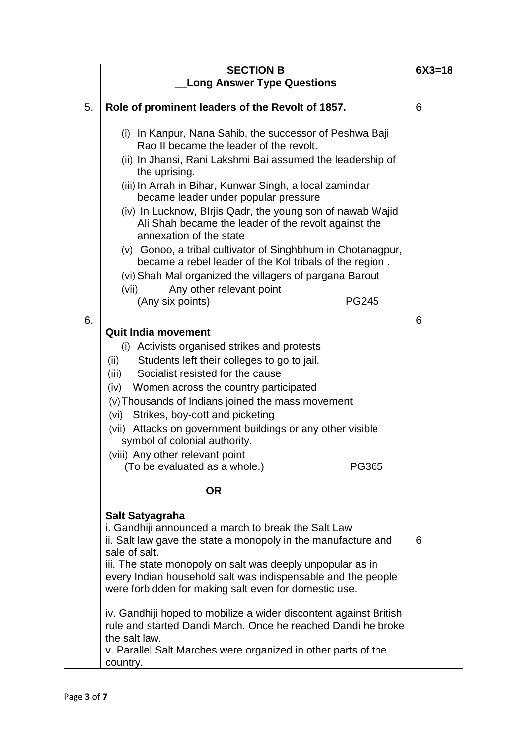| | **SECTION B**<br>**__Long Answer Type Questions** | **6X3=18** |
|---|---|---|
| 5. | **Role of prominent leaders of the Revolt of 1857.**<br><br>(i) In Kanpur, Nana Sahib, the successor of Peshwa Baji Rao II became the leader of the revolt.<br>(ii) In Jhansi, Rani Lakshmi Bai assumed the leadership of the uprising.<br>(iii) In Arrah in Bihar, Kunwar Singh, a local zamindar became leader under popular pressure<br>(iv) In Lucknow, BIrjis Qadr, the young son of nawab Wajid Ali Shah became the leader of the revolt against the annexation of the state<br>(v) Gonoo, a tribal cultivator of Singhbhum in Chotanagpur, became a rebel leader of the Kol tribals of the region .<br>(vi) Shah Mal organized the villagers of pargana Barout<br>(vii) Any other relevant point<br>(Any six points) PG245 | 6 |
| 6. | **Quit India movement**<br>(i) Activists organised strikes and protests<br>(ii) Students left their colleges to go to jail.<br>(iii) Socialist resisted for the cause<br>(iv) Women across the country participated<br>(v) Thousands of Indians joined the mass movement<br>(vi) Strikes, boy-cott and picketing<br>(vii) Attacks on government buildings or any other visible symbol of colonial authority.<br>(viii) Any other relevant point<br>(To be evaluated as a whole.) PG365<br><br>**OR**<br><br>**Salt Satyagraha**<br>i. Gandhiji announced a march to break the Salt Law<br>ii. Salt law gave the state a monopoly in the manufacture and sale of salt.<br>iii. The state monopoly on salt was deeply unpopular as in every Indian household salt was indispensable and the people were forbidden for making salt even for domestic use.<br><br>iv. Gandhiji hoped to mobilize a wider discontent against British rule and started Dandi March. Once he reached Dandi he broke the salt law.<br>v. Parallel Salt Marches were organized in other parts of the country. | 6<br><br><br><br><br><br><br><br><br><br><br><br><br><br><br><br>6 |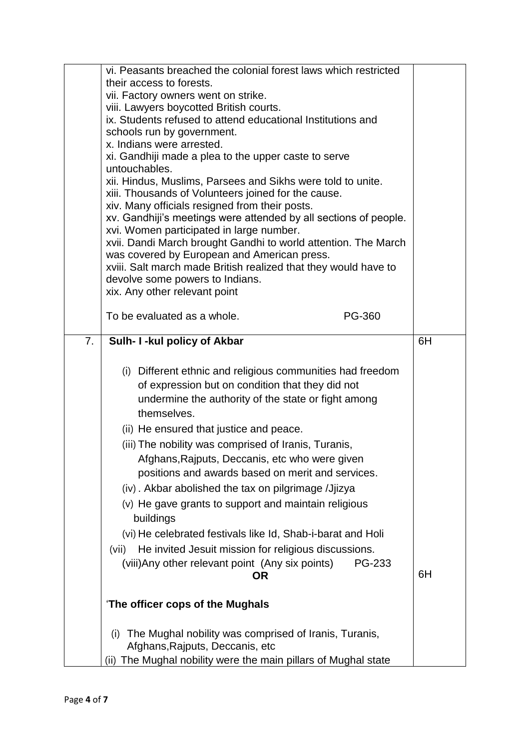| | | |
|---|---|---|
| | vi. Peasants breached the colonial forest laws which restricted their access to forests.<br>vii. Factory owners went on strike.<br>viii. Lawyers boycotted British courts.<br>ix. Students refused to attend educational Institutions and schools run by government.<br>x. Indians were arrested.<br>xi. Gandhiji made a plea to the upper caste to serve untouchables.<br>xii. Hindus, Muslims, Parsees and Sikhs were told to unite.<br>xiii. Thousands of Volunteers joined for the cause.<br>xiv. Many officials resigned from their posts.<br>xv. Gandhiji's meetings were attended by all sections of people.<br>xvi. Women participated in large number.<br>xvii. Dandi March brought Gandhi to world attention. The March was covered by European and American press.<br>xviii. Salt march made British realized that they would have to devolve some powers to Indians.<br>xix. Any other relevant point<br><br>To be evaluated as a whole. PG-360 | |
| 7. | **Sulh- I -kul policy of Akbar**<br><br>(i) Different ethnic and religious communities had freedom of expression but on condition that they did not undermine the authority of the state or fight among themselves.<br>(ii) He ensured that justice and peace.<br>(iii) The nobility was comprised of Iranis, Turanis, Afghans,Rajputs, Deccanis, etc who were given positions and awards based on merit and services.<br>(iv) . Akbar abolished the tax on pilgrimage /Jjizya<br>(v) He gave grants to support and maintain religious buildings<br>(vi) He celebrated festivals like Id, Shab-i-barat and Holi<br>(vii) He invited Jesuit mission for religious discussions.<br>(viii)Any other relevant point (Any six points) PG-233<br>**OR**<br><br>'**The officer cops of the Mughals**<br><br>(i) The Mughal nobility was comprised of Iranis, Turanis, Afghans,Rajputs, Deccanis, etc<br>(ii) The Mughal nobility were the main pillars of Mughal state | 6H<br><br><br><br><br><br><br><br><br><br><br><br><br>6H |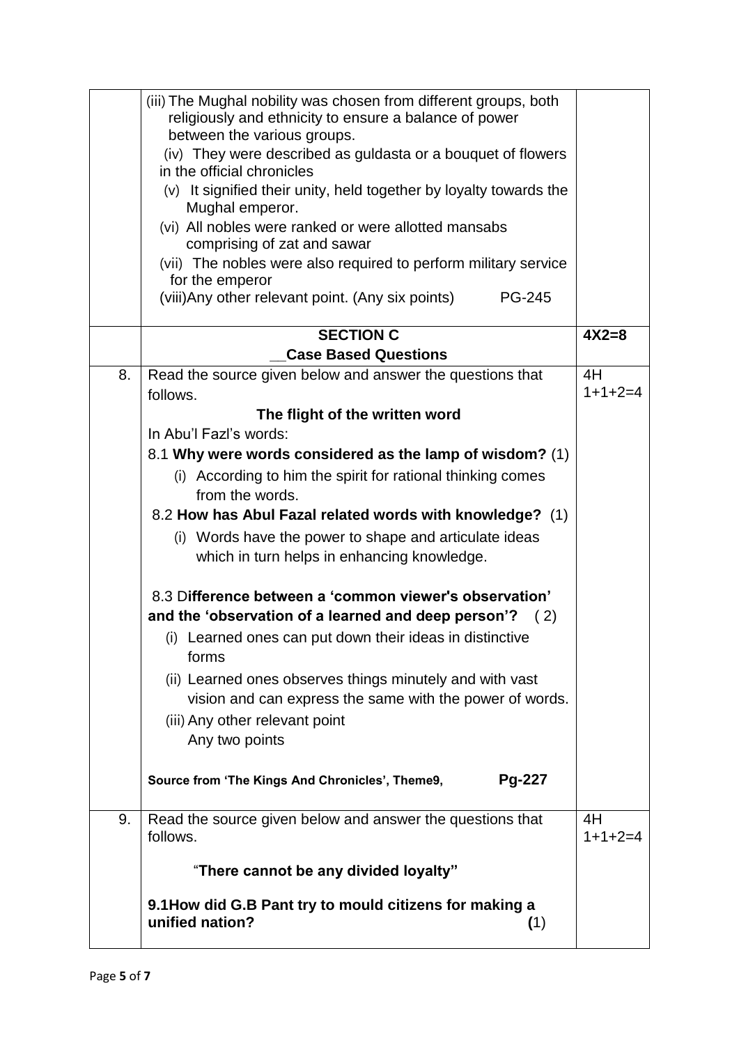| | | |
|---|---|---|
| | (iii) The Mughal nobility was chosen from different groups, both religiously and ethnicity to ensure a balance of power between the various groups.<br>(iv) They were described as guldasta or a bouquet of flowers in the official chronicles<br>(v) It signified their unity, held together by loyalty towards the Mughal emperor.<br>(vi) All nobles were ranked or were allotted mansabs comprising of zat and sawar<br>(vii) The nobles were also required to perform military service for the emperor<br>(viii)Any other relevant point. (Any six points) PG-245 | |
| | **SECTION C**<br>**__Case Based Questions** | **4X2=8** |
| 8. | Read the source given below and answer the questions that follows.<br>**The flight of the written word**<br>In Abu'l Fazl's words:<br>8.1 **Why were words considered as the lamp of wisdom?** (1)<br>(i) According to him the spirit for rational thinking comes from the words.<br>8.2 **How has Abul Fazal related words with knowledge?** (1)<br>(i) Words have the power to shape and articulate ideas which in turn helps in enhancing knowledge.<br><br>8.3 D**ifference between a 'common viewer's observation' and the 'observation of a learned and deep person'?** ( 2)<br>(i) Learned ones can put down their ideas in distinctive forms<br>(ii) Learned ones observes things minutely and with vast vision and can express the same with the power of words.<br>(iii) Any other relevant point<br>Any two points<br><br>**Source from 'The Kings And Chronicles', Theme9, Pg-227** | 4H<br>1+1+2=4 |
| 9. | Read the source given below and answer the questions that follows.<br><br>"**There cannot be any divided loyalty"**<br><br>**9.1How did G.B Pant try to mould citizens for making a unified nation? (**1) | 4H<br>1+1+2=4 |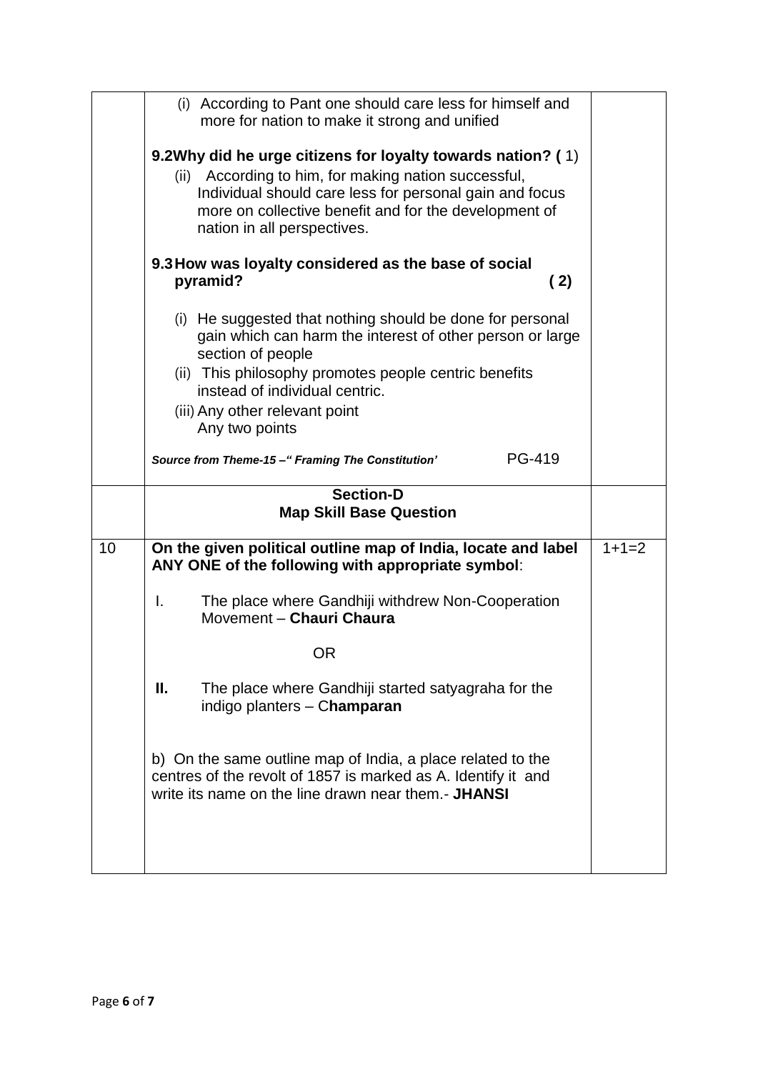| | | |
|---|---|---|
| | (i) According to Pant one should care less for himself and more for nation to make it strong and unified<br><br>**9.2Why did he urge citizens for loyalty towards nation? (** 1)<br>(ii) According to him, for making nation successful, Individual should care less for personal gain and focus more on collective benefit and for the development of nation in all perspectives.<br><br>**9.3 How was loyalty considered as the base of social pyramid? ( 2)**<br><br>(i) He suggested that nothing should be done for personal gain which can harm the interest of other person or large section of people<br>(ii) This philosophy promotes people centric benefits instead of individual centric.<br>(iii) Any other relevant point<br>Any two points<br><br>***Source from Theme-15 –" Framing The Constitution'*** PG-419 | |
| | **Section-D**<br>**Map Skill Base Question** | |
| 10 | **On the given political outline map of India, locate and label ANY ONE of the following with appropriate symbol**:<br><br>I. The place where Gandhiji withdrew Non-Cooperation Movement – **Chauri Chaura**<br><br>OR<br><br>**II.** The place where Gandhiji started satyagraha for the indigo planters – C**hamparan**<br><br>b) On the same outline map of India, a place related to the centres of the revolt of 1857 is marked as A. Identify it and write its name on the line drawn near them.- **JHANSI** | 1+1=2 |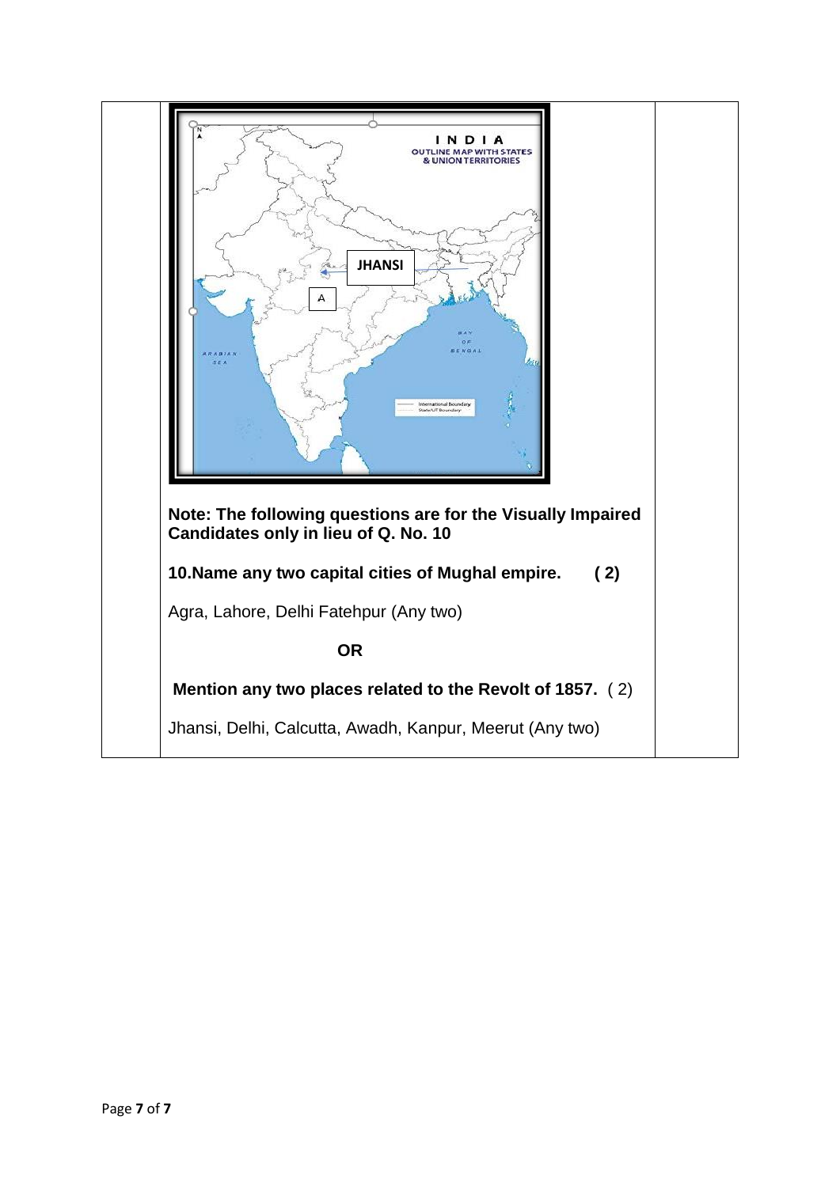INDIA
OUTLINE MAP WITH STATES & UNION TERRITORIES

JHANSI

A

ARABIAN SEA

BAY OF BENGAL

International Boundary
State/UT Boundary

**Note: The following questions are for the Visually Impaired Candidates only in lieu of Q. No. 10**

**10.Name any two capital cities of Mughal empire. ( 2)**

Agra, Lahore, Delhi Fatehpur (Any two)

**OR**

**Mention any two places related to the Revolt of 1857.** ( 2)

Jhansi, Delhi, Calcutta, Awadh, Kanpur, Meerut (Any two)